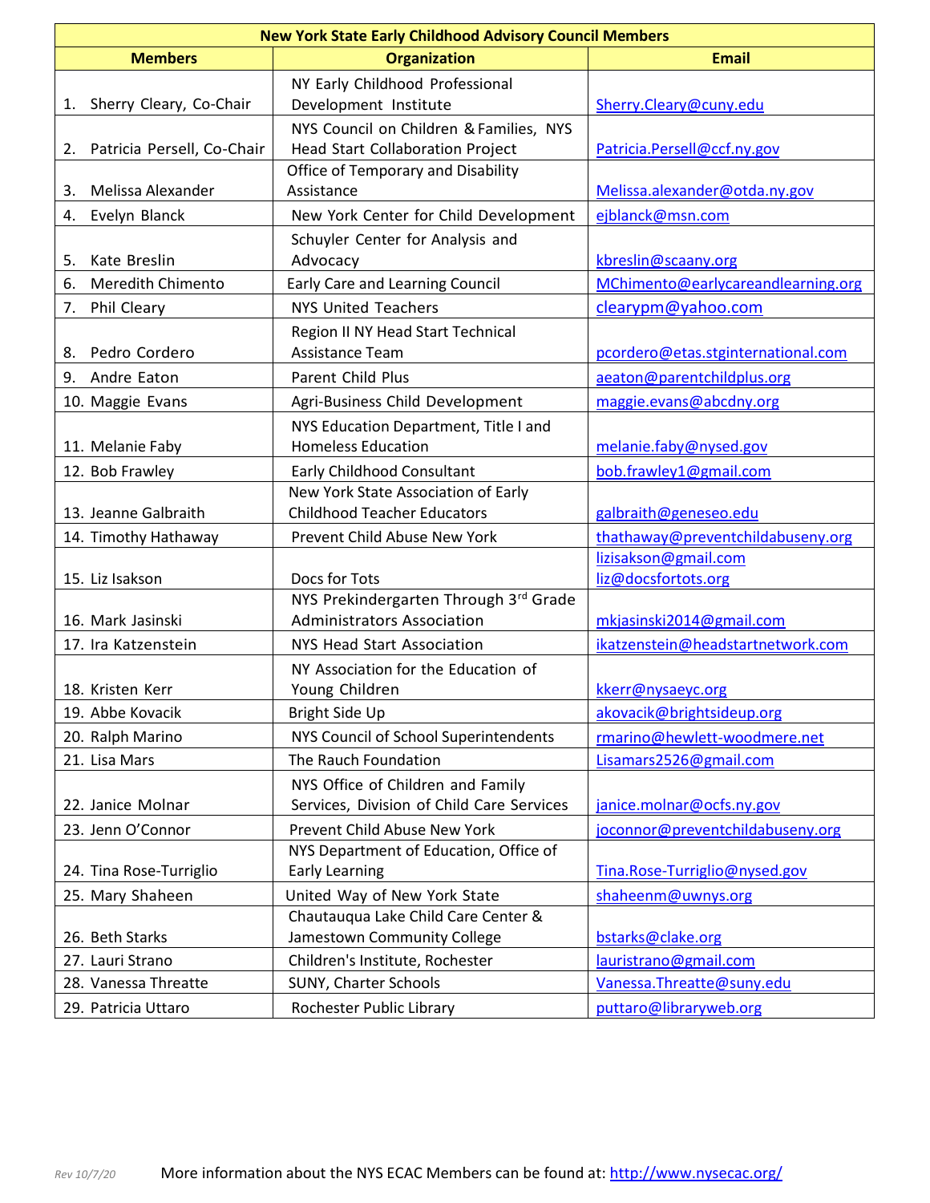| New York State Early Childhood Advisory Council Members | | |
|---|---|---|
| **Members** | **Organization** | **Email** |
| 1. Sherry Cleary, Co-Chair | NY Early Childhood Professional Development Institute | Sherry.Cleary@cuny.edu |
| 2. Patricia Persell, Co-Chair | NYS Council on Children & Families, NYS Head Start Collaboration Project | Patricia.Persell@ccf.ny.gov |
| 3. Melissa Alexander | Office of Temporary and Disability Assistance | Melissa.alexander@otda.ny.gov |
| 4. Evelyn Blanck | New York Center for Child Development | ejblanck@msn.com |
| 5. Kate Breslin | Schuyler Center for Analysis and Advocacy | kbreslin@scaany.org |
| 6. Meredith Chimento | Early Care and Learning Council | MChimento@earlycareandlearning.org |
| 7. Phil Cleary | NYS United Teachers | clearypm@yahoo.com |
| 8. Pedro Cordero | Region II NY Head Start Technical Assistance Team | pcordero@etas.stginternational.com |
| 9. Andre Eaton | Parent Child Plus | aeaton@parentchildplus.org |
| 10. Maggie Evans | Agri-Business Child Development | maggie.evans@abcdny.org |
| 11. Melanie Faby | NYS Education Department, Title I and Homeless Education | melanie.faby@nysed.gov |
| 12. Bob Frawley | Early Childhood Consultant | bob.frawley1@gmail.com |
| 13. Jeanne Galbraith | New York State Association of Early Childhood Teacher Educators | galbraith@geneseo.edu |
| 14. Timothy Hathaway | Prevent Child Abuse New York | thathaway@preventchildabuseny.org |
| 15. Liz Isakson | Docs for Tots | lizisakson@gmail.com liz@docsfortots.org |
| 16. Mark Jasinski | NYS Prekindergarten Through 3rd Grade Administrators Association | mkjasinski2014@gmail.com |
| 17. Ira Katzenstein | NYS Head Start Association | ikatzenstein@headstartnetwork.com |
| 18. Kristen Kerr | NY Association for the Education of Young Children | kkerr@nysaeyc.org |
| 19. Abbe Kovacik | Bright Side Up | akovacik@brightsideup.org |
| 20. Ralph Marino | NYS Council of School Superintendents | rmarino@hewlett-woodmere.net |
| 21. Lisa Mars | The Rauch Foundation | Lisamars2526@gmail.com |
| 22. Janice Molnar | NYS Office of Children and Family Services, Division of Child Care Services | janice.molnar@ocfs.ny.gov |
| 23. Jenn O'Connor | Prevent Child Abuse New York | joconnor@preventchildabuseny.org |
| 24. Tina Rose-Turriglio | NYS Department of Education, Office of Early Learning | Tina.Rose-Turriglio@nysed.gov |
| 25. Mary Shaheen | United Way of New York State | shaheenm@uwnys.org |
| 26. Beth Starks | Chautauqua Lake Child Care Center & Jamestown Community College | bstarks@clake.org |
| 27. Lauri Strano | Children's Institute, Rochester | lauristrano@gmail.com |
| 28. Vanessa Threatte | SUNY, Charter Schools | Vanessa.Threatte@suny.edu |
| 29. Patricia Uttaro | Rochester Public Library | puttaro@libraryweb.org |

*Rev 10/7/20* More information about the NYS ECAC Members can be found at: http://www.nysecac.org/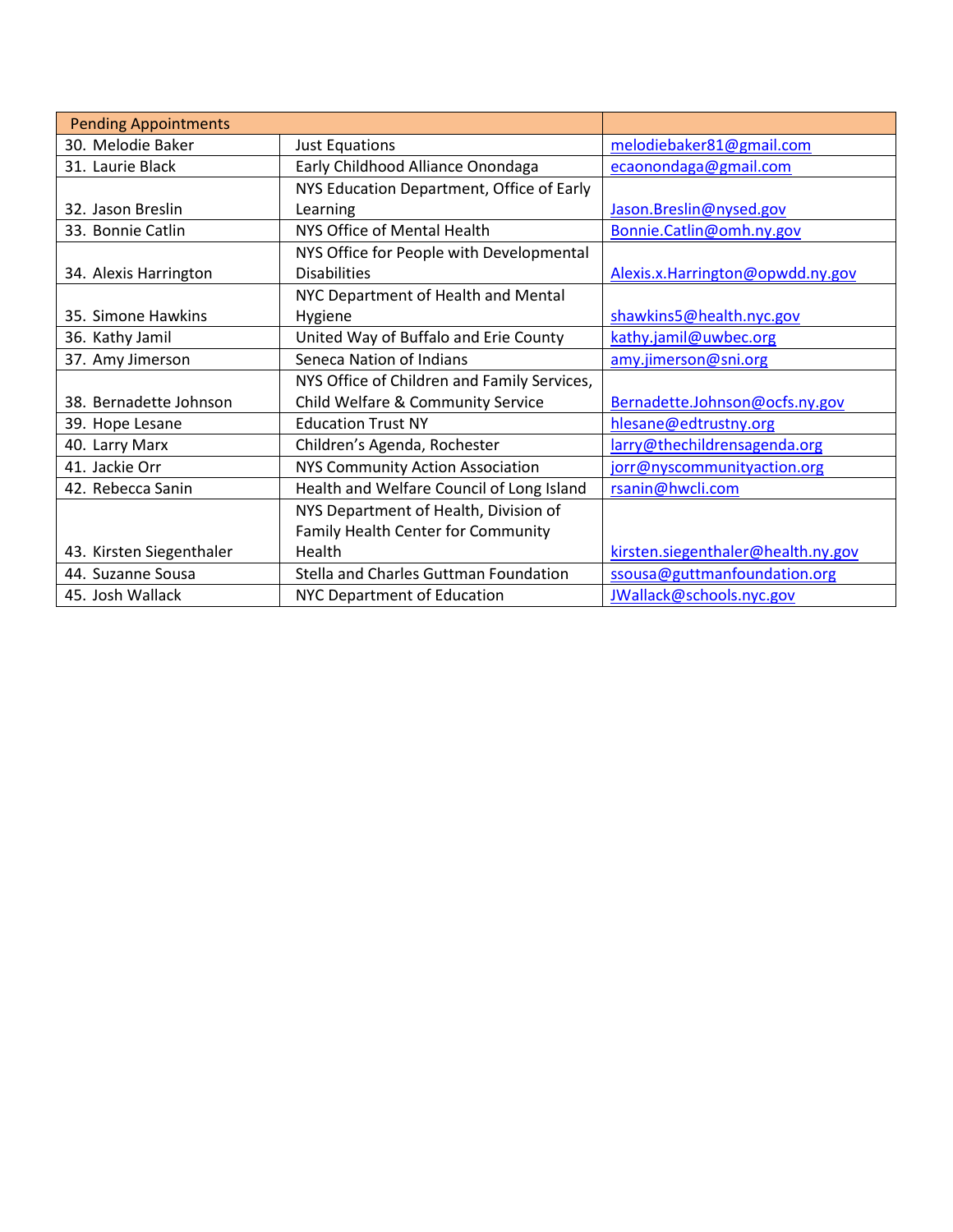| Pending Appointments | | |
| --- | --- | --- |
| 30. Melodie Baker | Just Equations | melodiebaker81@gmail.com |
| 31. Laurie Black | Early Childhood Alliance Onondaga | ecaonondaga@gmail.com |
| 32. Jason Breslin | NYS Education Department, Office of Early Learning | Jason.Breslin@nysed.gov |
| 33. Bonnie Catlin | NYS Office of Mental Health | Bonnie.Catlin@omh.ny.gov |
| 34. Alexis Harrington | NYS Office for People with Developmental Disabilities | Alexis.x.Harrington@opwdd.ny.gov |
| 35. Simone Hawkins | NYC Department of Health and Mental Hygiene | shawkins5@health.nyc.gov |
| 36. Kathy Jamil | United Way of Buffalo and Erie County | kathy.jamil@uwbec.org |
| 37. Amy Jimerson | Seneca Nation of Indians | amy.jimerson@sni.org |
| 38. Bernadette Johnson | NYS Office of Children and Family Services, Child Welfare & Community Service | Bernadette.Johnson@ocfs.ny.gov |
| 39. Hope Lesane | Education Trust NY | hlesane@edtrustny.org |
| 40. Larry Marx | Children's Agenda, Rochester | larry@thechildrensagenda.org |
| 41. Jackie Orr | NYS Community Action Association | jorr@nyscommunityaction.org |
| 42. Rebecca Sanin | Health and Welfare Council of Long Island | rsanin@hwcli.com |
| 43. Kirsten Siegenthaler | NYS Department of Health, Division of Family Health Center for Community Health | kirsten.siegenthaler@health.ny.gov |
| 44. Suzanne Sousa | Stella and Charles Guttman Foundation | ssousa@guttmanfoundation.org |
| 45. Josh Wallack | NYC Department of Education | JWallack@schools.nyc.gov |